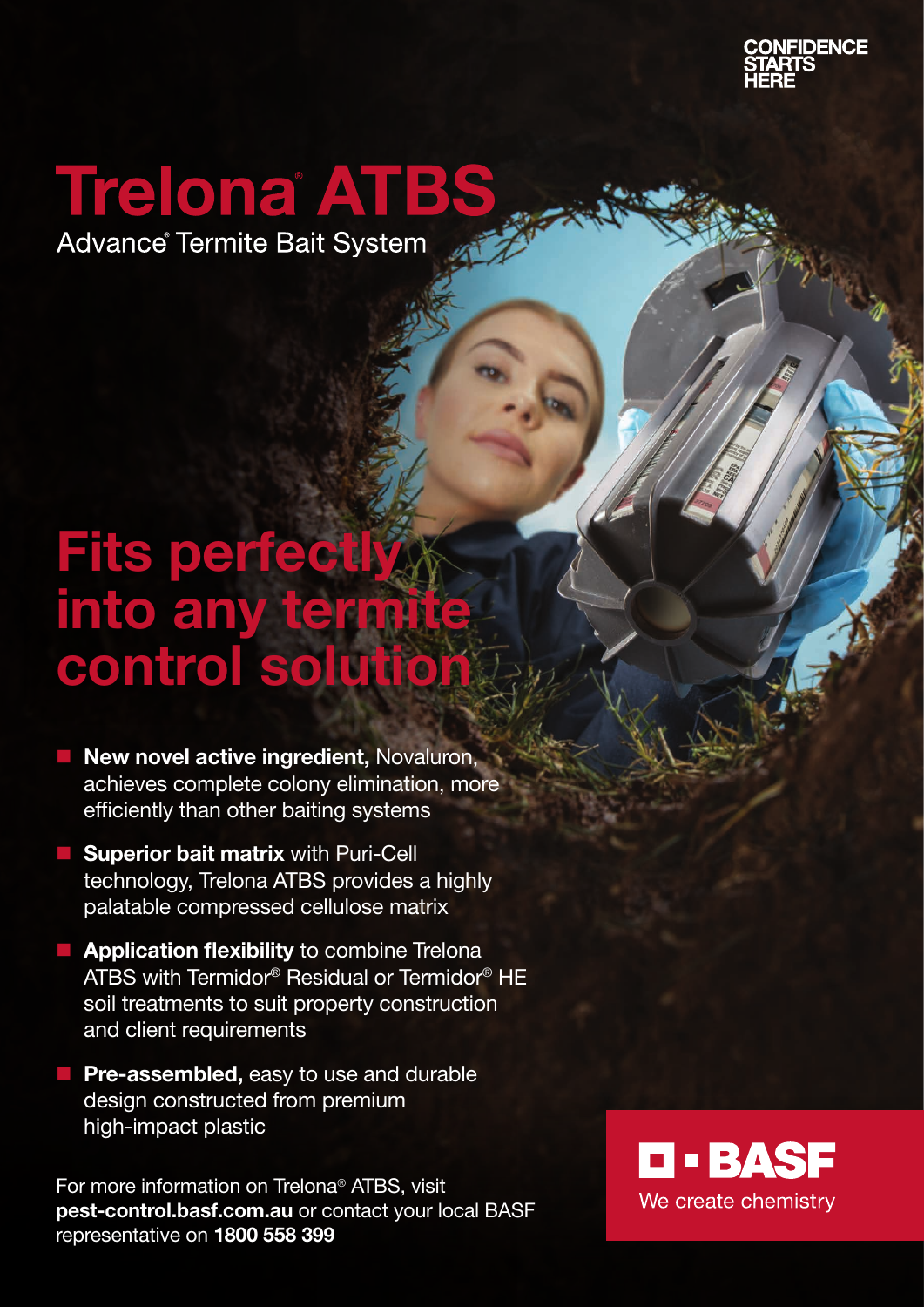CONFIDENCE STARTS HERE

# Trelona® ATBS

Advance® Termite Bait System

## Fits perfectly into any termite control solution

- **New novel active ingredient,** Novaluron, achieves complete colony elimination, more efficiently than other baiting systems
- **Superior bait matrix** with Puri-Cell technology, Trelona ATBS provides a highly palatable compressed cellulose matrix
- **Application flexibility** to combine Trelona ATBS with Termidor® Residual or Termidor® HE soil treatments to suit property construction and client requirements
- **Pre-assembled,** easy to use and durable design constructed from premium high-impact plastic

For more information on Trelona® ATBS, visit **pest-control.basf.com.au** or contact your local BASF representative on **1800 558 399**

BASF

We create chemistry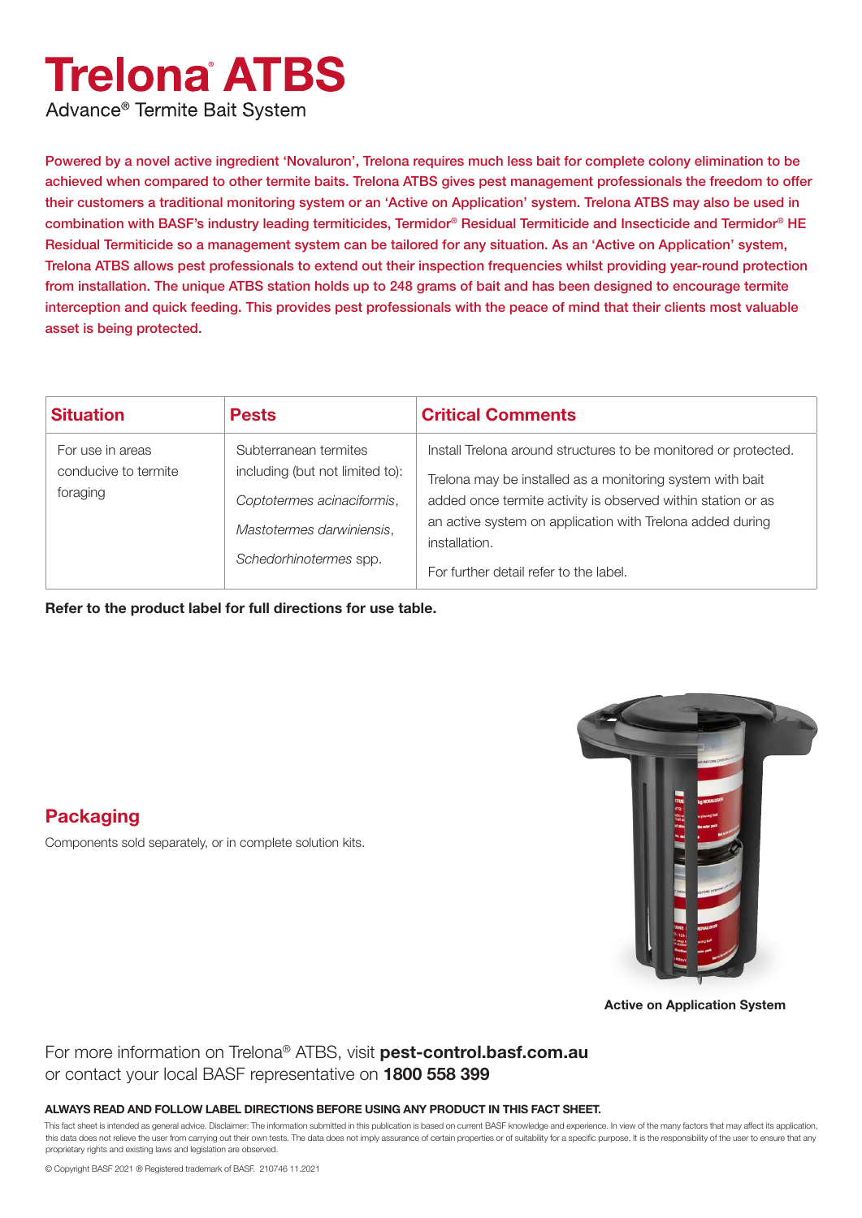# Trelona® ATBS

Advance® Termite Bait System

Powered by a novel active ingredient 'Novaluron', Trelona requires much less bait for complete colony elimination to be achieved when compared to other termite baits. Trelona ATBS gives pest management professionals the freedom to offer their customers a traditional monitoring system or an 'Active on Application' system. Trelona ATBS may also be used in combination with BASF's industry leading termiticides, Termidor® Residual Termiticide and Insecticide and Termidor® HE Residual Termiticide so a management system can be tailored for any situation. As an 'Active on Application' system, Trelona ATBS allows pest professionals to extend out their inspection frequencies whilst providing year-round protection from installation. The unique ATBS station holds up to 248 grams of bait and has been designed to encourage termite interception and quick feeding. This provides pest professionals with the peace of mind that their clients most valuable asset is being protected.

| Situation | Pests | Critical Comments |
|---|---|---|
| For use in areas conducive to termite foraging | Subterranean termites including (but not limited to): *Coptotermes acinaciformis*, *Mastotermes darwiniensis*, *Schedorhinotermes* spp. | Install Trelona around structures to be monitored or protected. Trelona may be installed as a monitoring system with bait added once termite activity is observed within station or as an active system on application with Trelona added during installation. For further detail refer to the label. |

**Refer to the product label for full directions for use table.**

## Packaging

Components sold separately, or in complete solution kits.

**Active on Application System**

For more information on Trelona® ATBS, visit **pest-control.basf.com.au**
or contact your local BASF representative on **1800 558 399**

**ALWAYS READ AND FOLLOW LABEL DIRECTIONS BEFORE USING ANY PRODUCT IN THIS FACT SHEET.**

This fact sheet is intended as general advice. Disclaimer: The information submitted in this publication is based on current BASF knowledge and experience. In view of the many factors that may affect its application, this data does not relieve the user from carrying out their own tests. The data does not imply assurance of certain properties or of suitability for a specific purpose. It is the responsibility of the user to ensure that any proprietary rights and existing laws and legislation are observed.

© Copyright BASF 2021 ® Registered trademark of BASF. 210746 11.2021